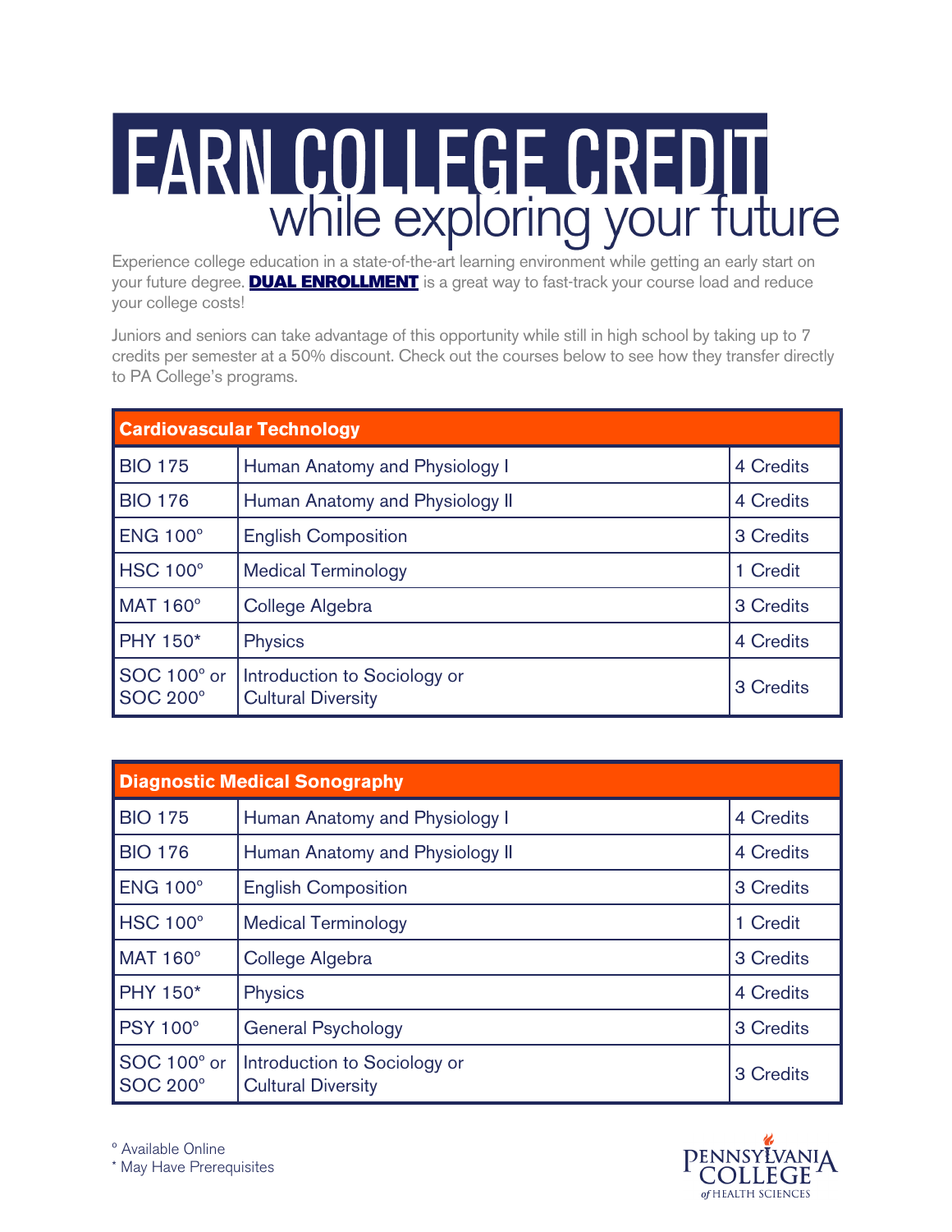# EARN COLLEGE CREDIT

## while exploring your future

Experience college education in a state-of-the-art learning environment while getting an early start on your future degree. **DUAL ENROLLMENT** is a great way to fast-track your course load and reduce your college costs!

Juniors and seniors can take advantage of this opportunity while still in high school by taking up to 7 credits per semester at a 50% discount. Check out the courses below to see how they transfer directly to PA College's programs.

| Cardiovascular Technology | | |
|---|---|---|
| BIO 175 | Human Anatomy and Physiology I | 4 Credits |
| BIO 176 | Human Anatomy and Physiology II | 4 Credits |
| ENG 100° | English Composition | 3 Credits |
| HSC 100° | Medical Terminology | 1 Credit |
| MAT 160° | College Algebra | 3 Credits |
| PHY 150* | Physics | 4 Credits |
| SOC 100° or SOC 200° | Introduction to Sociology or Cultural Diversity | 3 Credits |

| Diagnostic Medical Sonography | | |
|---|---|---|
| BIO 175 | Human Anatomy and Physiology I | 4 Credits |
| BIO 176 | Human Anatomy and Physiology II | 4 Credits |
| ENG 100° | English Composition | 3 Credits |
| HSC 100° | Medical Terminology | 1 Credit |
| MAT 160° | College Algebra | 3 Credits |
| PHY 150* | Physics | 4 Credits |
| PSY 100° | General Psychology | 3 Credits |
| SOC 100° or SOC 200° | Introduction to Sociology or Cultural Diversity | 3 Credits |

° Available Online
* May Have Prerequisites

PENNSYLVANIA COLLEGE of HEALTH SCIENCES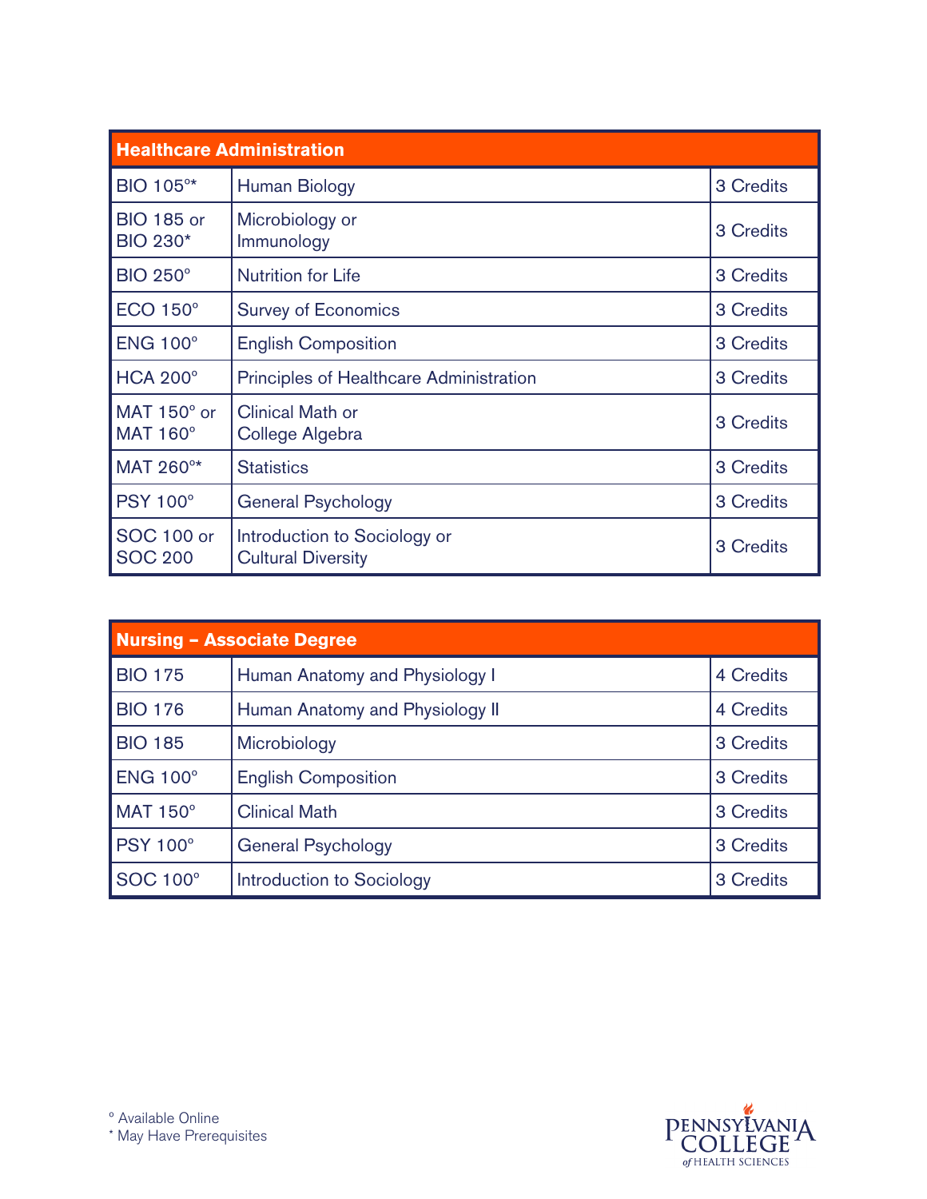| Healthcare Administration | | |
|---|---|---|
| BIO 105°* | Human Biology | 3 Credits |
| BIO 185 or BIO 230* | Microbiology or Immunology | 3 Credits |
| BIO 250° | Nutrition for Life | 3 Credits |
| ECO 150° | Survey of Economics | 3 Credits |
| ENG 100° | English Composition | 3 Credits |
| HCA 200° | Principles of Healthcare Administration | 3 Credits |
| MAT 150° or MAT 160° | Clinical Math or College Algebra | 3 Credits |
| MAT 260°* | Statistics | 3 Credits |
| PSY 100° | General Psychology | 3 Credits |
| SOC 100 or SOC 200 | Introduction to Sociology or Cultural Diversity | 3 Credits |

| Nursing – Associate Degree | | |
|---|---|---|
| BIO 175 | Human Anatomy and Physiology I | 4 Credits |
| BIO 176 | Human Anatomy and Physiology II | 4 Credits |
| BIO 185 | Microbiology | 3 Credits |
| ENG 100° | English Composition | 3 Credits |
| MAT 150° | Clinical Math | 3 Credits |
| PSY 100° | General Psychology | 3 Credits |
| SOC 100° | Introduction to Sociology | 3 Credits |

° Available Online
* May Have Prerequisites

Pennsylvania College of Health Sciences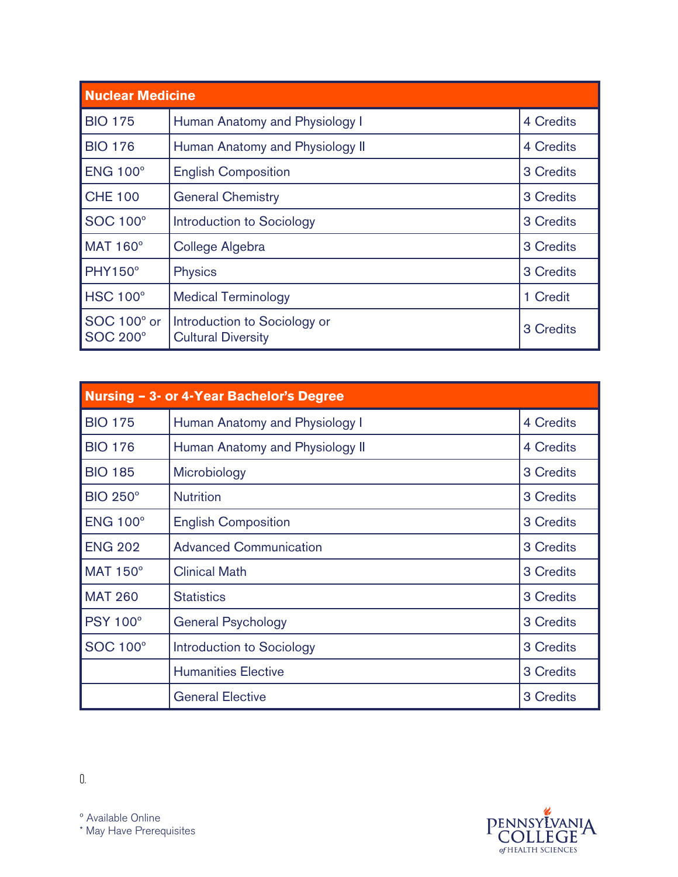| Nuclear Medicine | | |
|---|---|---|
| BIO 175 | Human Anatomy and Physiology I | 4 Credits |
| BIO 176 | Human Anatomy and Physiology II | 4 Credits |
| ENG 100° | English Composition | 3 Credits |
| CHE 100 | General Chemistry | 3 Credits |
| SOC 100° | Introduction to Sociology | 3 Credits |
| MAT 160° | College Algebra | 3 Credits |
| PHY150° | Physics | 3 Credits |
| HSC 100° | Medical Terminology | 1 Credit |
| SOC 100° or SOC 200° | Introduction to Sociology or Cultural Diversity | 3 Credits |

| Nursing – 3- or 4-Year Bachelor's Degree | | |
|---|---|---|
| BIO 175 | Human Anatomy and Physiology I | 4 Credits |
| BIO 176 | Human Anatomy and Physiology II | 4 Credits |
| BIO 185 | Microbiology | 3 Credits |
| BIO 250° | Nutrition | 3 Credits |
| ENG 100° | English Composition | 3 Credits |
| ENG 202 | Advanced Communication | 3 Credits |
| MAT 150° | Clinical Math | 3 Credits |
| MAT 260 | Statistics | 3 Credits |
| PSY 100° | General Psychology | 3 Credits |
| SOC 100° | Introduction to Sociology | 3 Credits |
| | Humanities Elective | 3 Credits |
| | General Elective | 3 Credits |

0.

° Available Online
* May Have Prerequisites

PENNSYLVANIA COLLEGE of HEALTH SCIENCES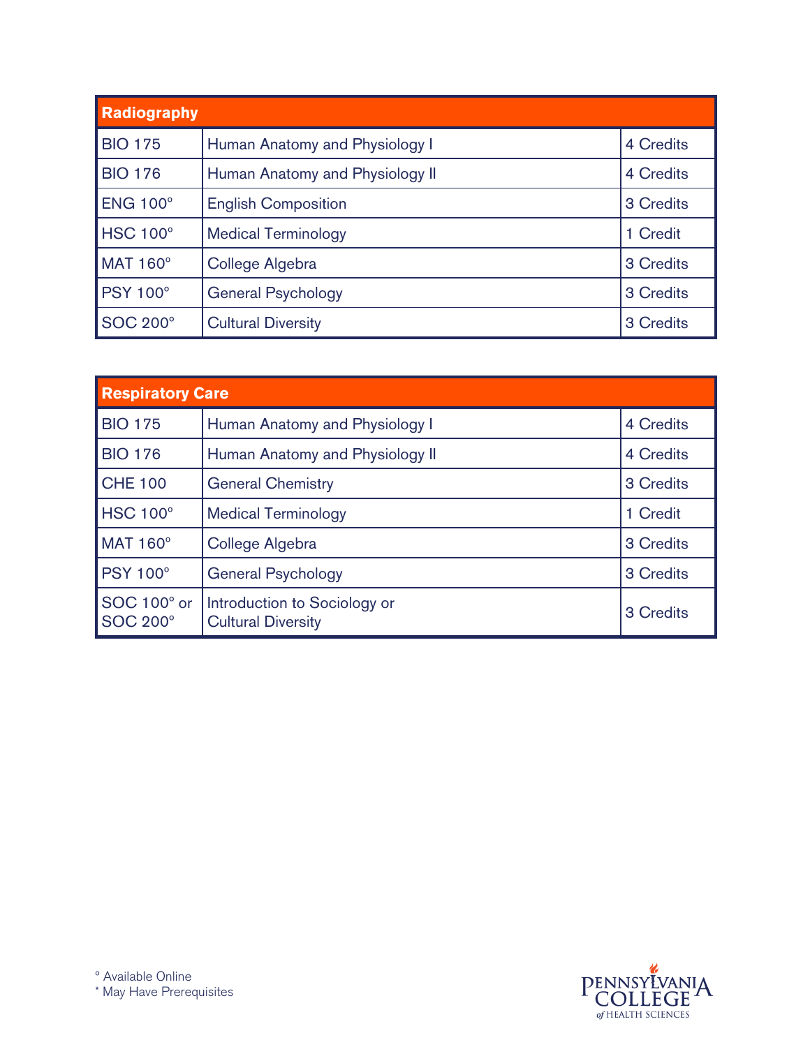| Radiography | | |
|---|---|---|
| BIO 175 | Human Anatomy and Physiology I | 4 Credits |
| BIO 176 | Human Anatomy and Physiology II | 4 Credits |
| ENG 100° | English Composition | 3 Credits |
| HSC 100° | Medical Terminology | 1 Credit |
| MAT 160° | College Algebra | 3 Credits |
| PSY 100° | General Psychology | 3 Credits |
| SOC 200° | Cultural Diversity | 3 Credits |

| Respiratory Care | | |
|---|---|---|
| BIO 175 | Human Anatomy and Physiology I | 4 Credits |
| BIO 176 | Human Anatomy and Physiology II | 4 Credits |
| CHE 100 | General Chemistry | 3 Credits |
| HSC 100° | Medical Terminology | 1 Credit |
| MAT 160° | College Algebra | 3 Credits |
| PSY 100° | General Psychology | 3 Credits |
| SOC 100° or SOC 200° | Introduction to Sociology or Cultural Diversity | 3 Credits |

° Available Online
* May Have Prerequisites

PENNSYLVANIA COLLEGE of HEALTH SCIENCES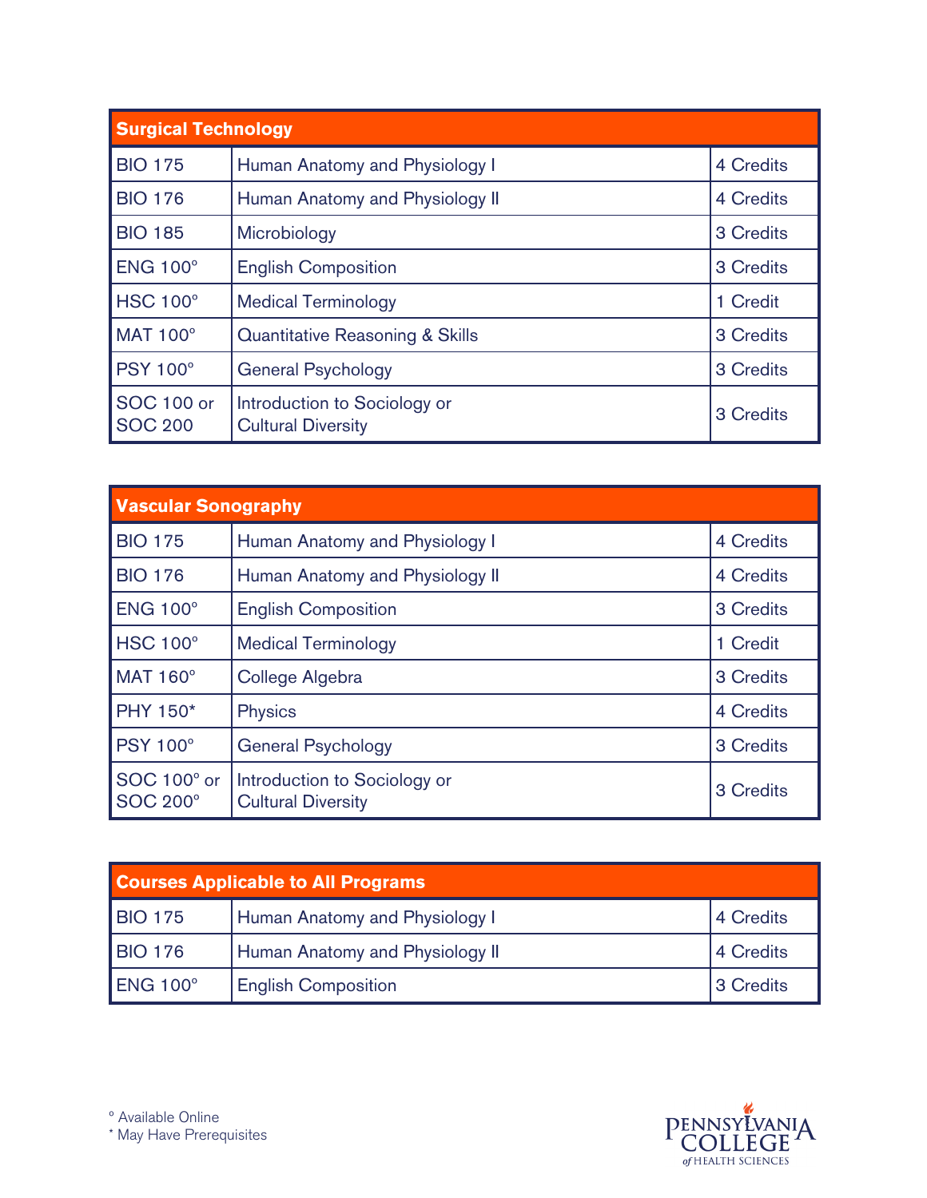| Surgical Technology | | |
|---|---|---|
| BIO 175 | Human Anatomy and Physiology I | 4 Credits |
| BIO 176 | Human Anatomy and Physiology II | 4 Credits |
| BIO 185 | Microbiology | 3 Credits |
| ENG 100° | English Composition | 3 Credits |
| HSC 100° | Medical Terminology | 1 Credit |
| MAT 100° | Quantitative Reasoning & Skills | 3 Credits |
| PSY 100° | General Psychology | 3 Credits |
| SOC 100 or SOC 200 | Introduction to Sociology or Cultural Diversity | 3 Credits |

| Vascular Sonography | | |
|---|---|---|
| BIO 175 | Human Anatomy and Physiology I | 4 Credits |
| BIO 176 | Human Anatomy and Physiology II | 4 Credits |
| ENG 100° | English Composition | 3 Credits |
| HSC 100° | Medical Terminology | 1 Credit |
| MAT 160° | College Algebra | 3 Credits |
| PHY 150* | Physics | 4 Credits |
| PSY 100° | General Psychology | 3 Credits |
| SOC 100° or SOC 200° | Introduction to Sociology or Cultural Diversity | 3 Credits |

| Courses Applicable to All Programs | | |
|---|---|---|
| BIO 175 | Human Anatomy and Physiology I | 4 Credits |
| BIO 176 | Human Anatomy and Physiology II | 4 Credits |
| ENG 100° | English Composition | 3 Credits |

° Available Online
* May Have Prerequisites

PENNSYLVANIA COLLEGE of HEALTH SCIENCES